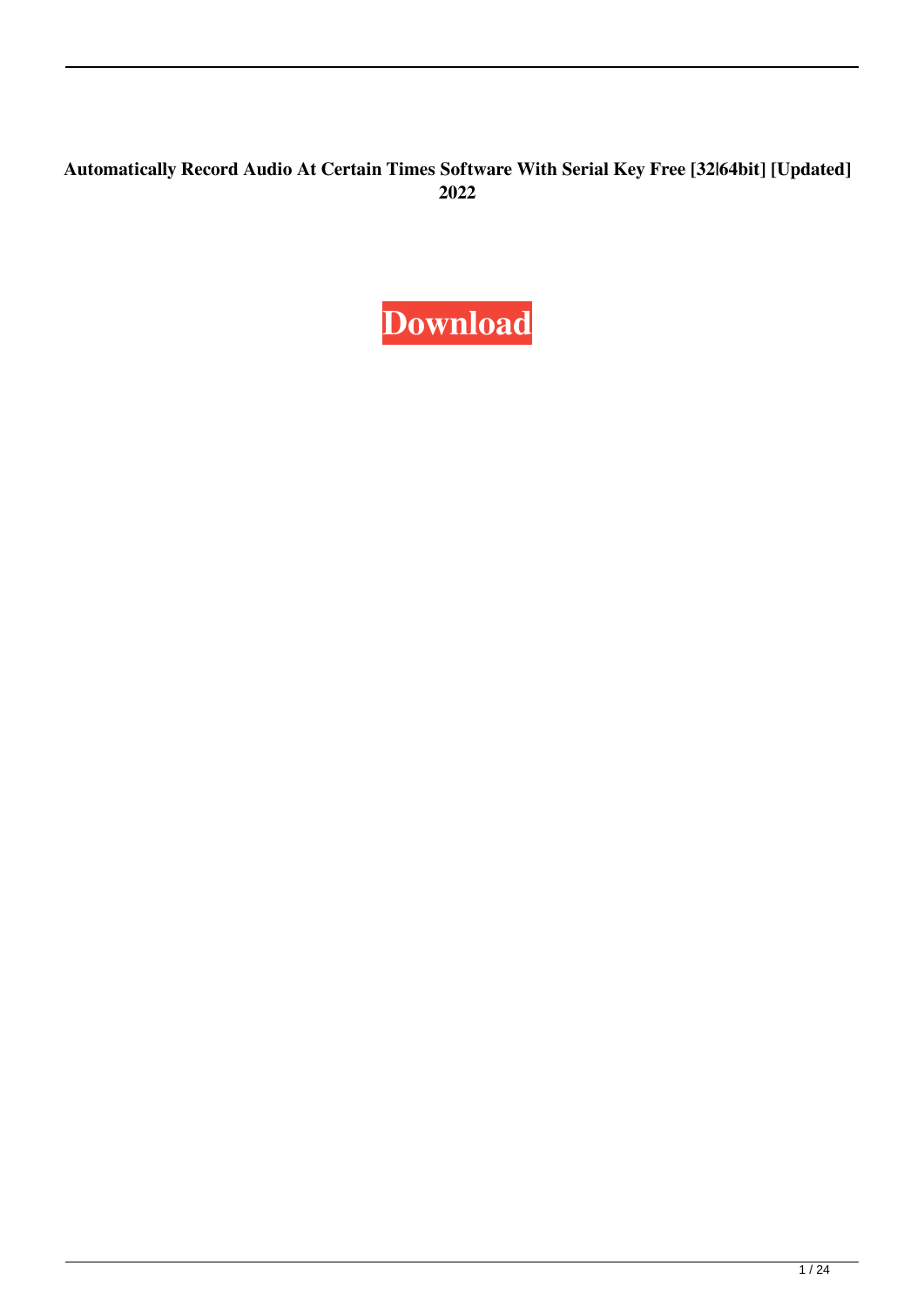**Automatically Record Audio At Certain Times Software With Serial Key Free [32|64bit] [Updated] 2022**

**Download**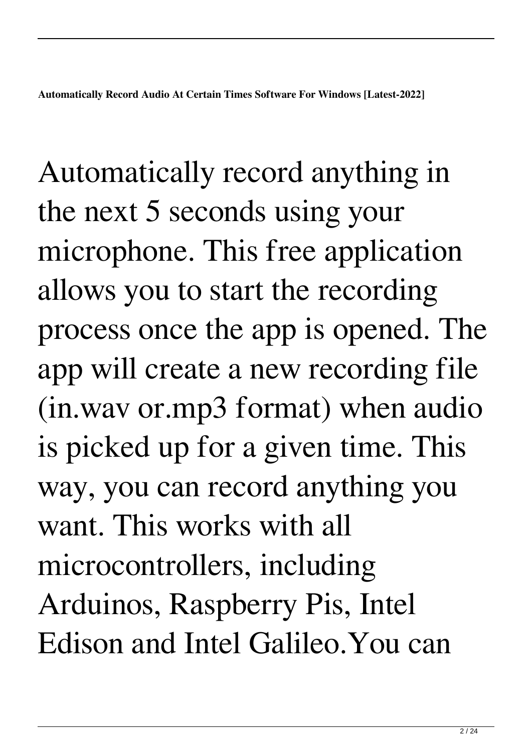**Automatically Record Audio At Certain Times Software For Windows [Latest-2022]**

Automatically record anything in the next 5 seconds using your microphone. This free application allows you to start the recording process once the app is opened. The app will create a new recording file (in.wav or.mp3 format) when audio is picked up for a given time. This way, you can record anything you want. This works with all microcontrollers, including Arduinos, Raspberry Pis, Intel Edison and Intel Galileo.You can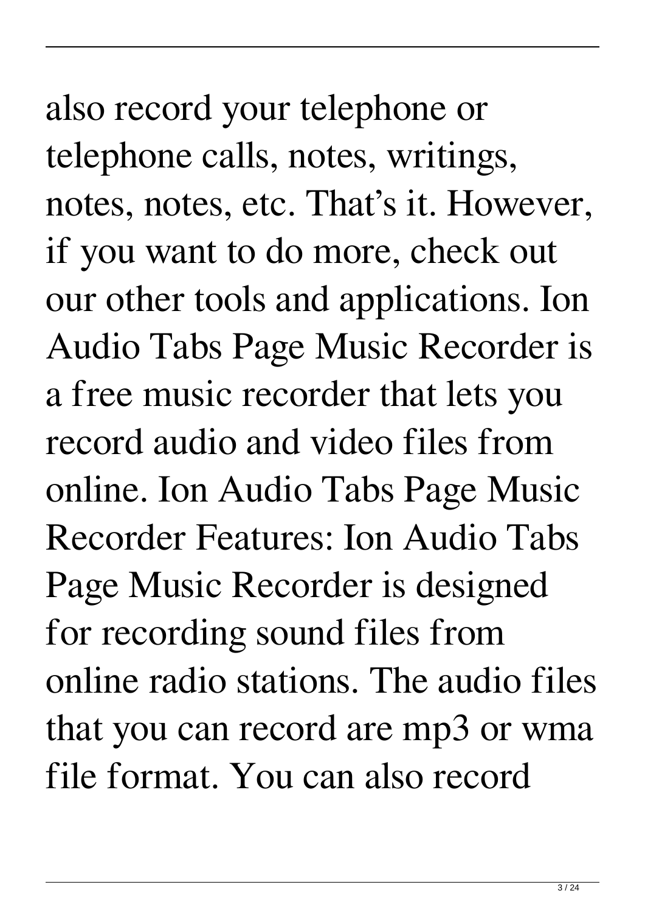also record your telephone or telephone calls, notes, writings, notes, notes, etc. That's it. However, if you want to do more, check out our other tools and applications. Ion Audio Tabs Page Music Recorder is a free music recorder that lets you record audio and video files from online. Ion Audio Tabs Page Music Recorder Features: Ion Audio Tabs Page Music Recorder is designed for recording sound files from online radio stations. The audio files that you can record are mp3 or wma file format. You can also record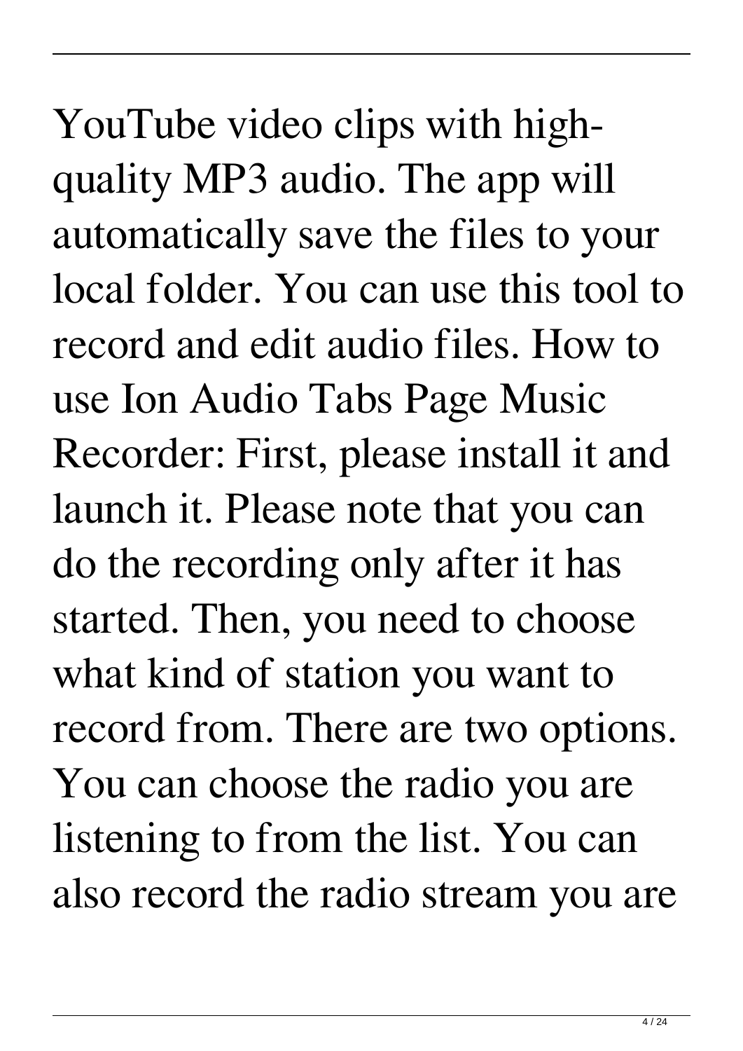YouTube video clips with high-quality MP3 audio. The app will automatically save the files to your local folder. You can use this tool to record and edit audio files. How to use Ion Audio Tabs Page Music Recorder: First, please install it and launch it. Please note that you can do the recording only after it has started. Then, you need to choose what kind of station you want to record from. There are two options. You can choose the radio you are listening to from the list. You can also record the radio stream you are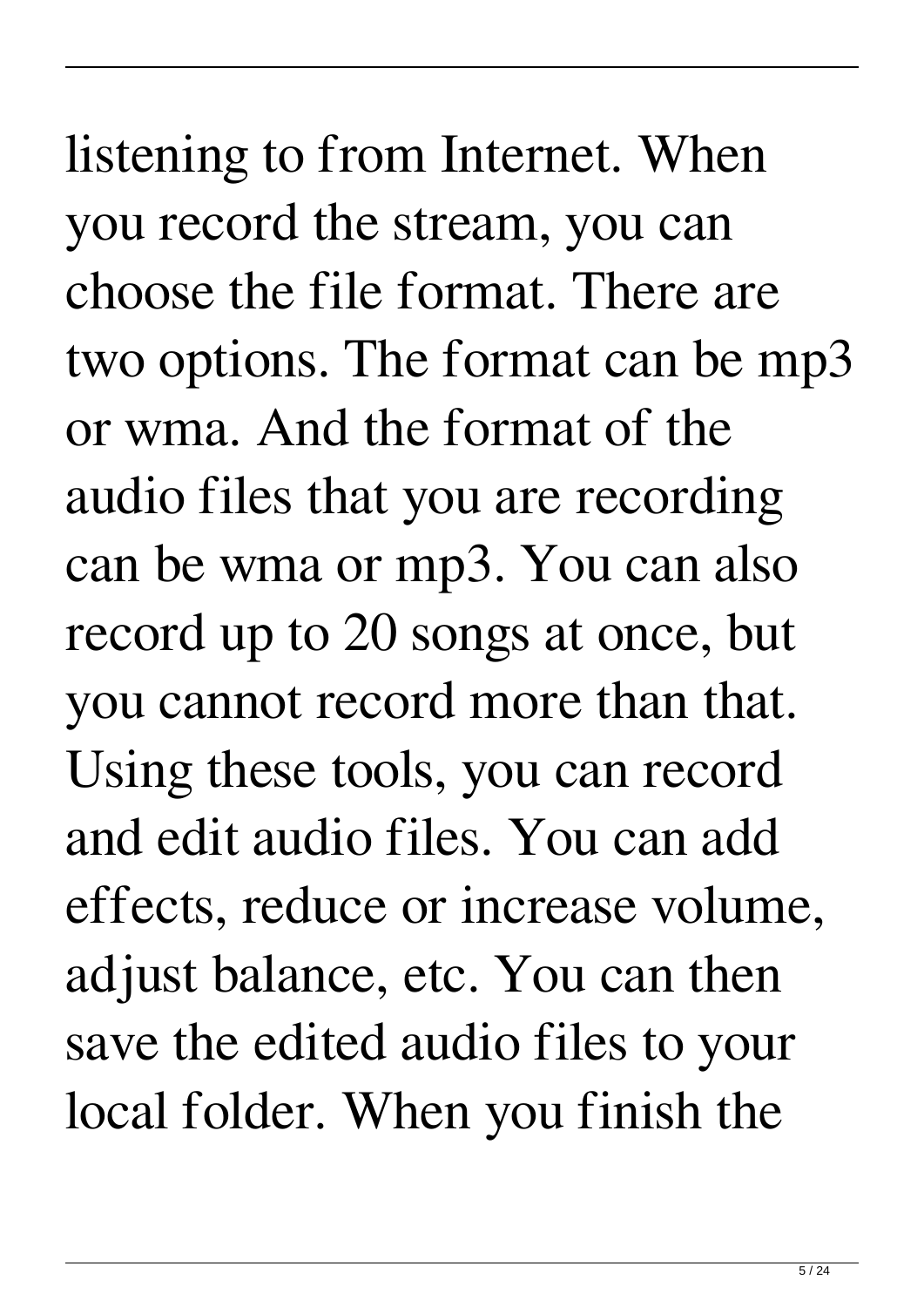listening to from Internet. When you record the stream, you can choose the file format. There are two options. The format can be mp3 or wma. And the format of the audio files that you are recording can be wma or mp3. You can also record up to 20 songs at once, but you cannot record more than that. Using these tools, you can record and edit audio files. You can add effects, reduce or increase volume, adjust balance, etc. You can then save the edited audio files to your local folder. When you finish the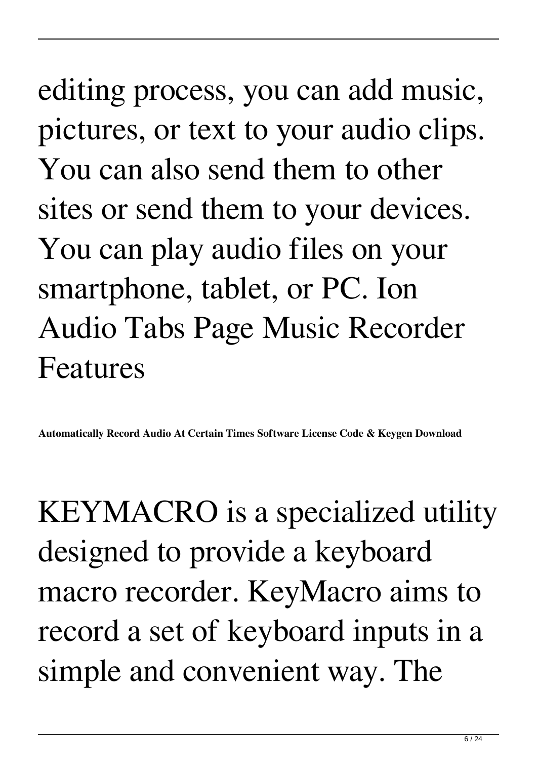editing process, you can add music, pictures, or text to your audio clips. You can also send them to other sites or send them to your devices. You can play audio files on your smartphone, tablet, or PC. Ion Audio Tabs Page Music Recorder Features

**Automatically Record Audio At Certain Times Software License Code & Keygen Download**

KEYMACRO is a specialized utility designed to provide a keyboard macro recorder. KeyMacro aims to record a set of keyboard inputs in a simple and convenient way. The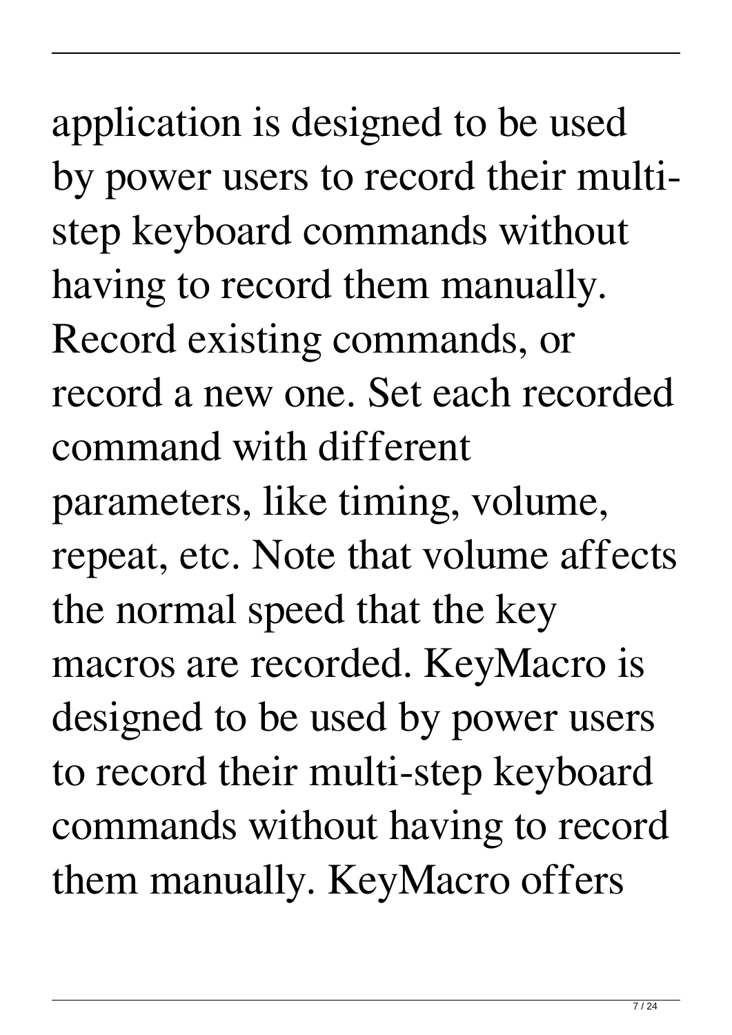application is designed to be used by power users to record their multi-step keyboard commands without having to record them manually. Record existing commands, or record a new one. Set each recorded command with different parameters, like timing, volume, repeat, etc. Note that volume affects the normal speed that the key macros are recorded. KeyMacro is designed to be used by power users to record their multi-step keyboard commands without having to record them manually. KeyMacro offers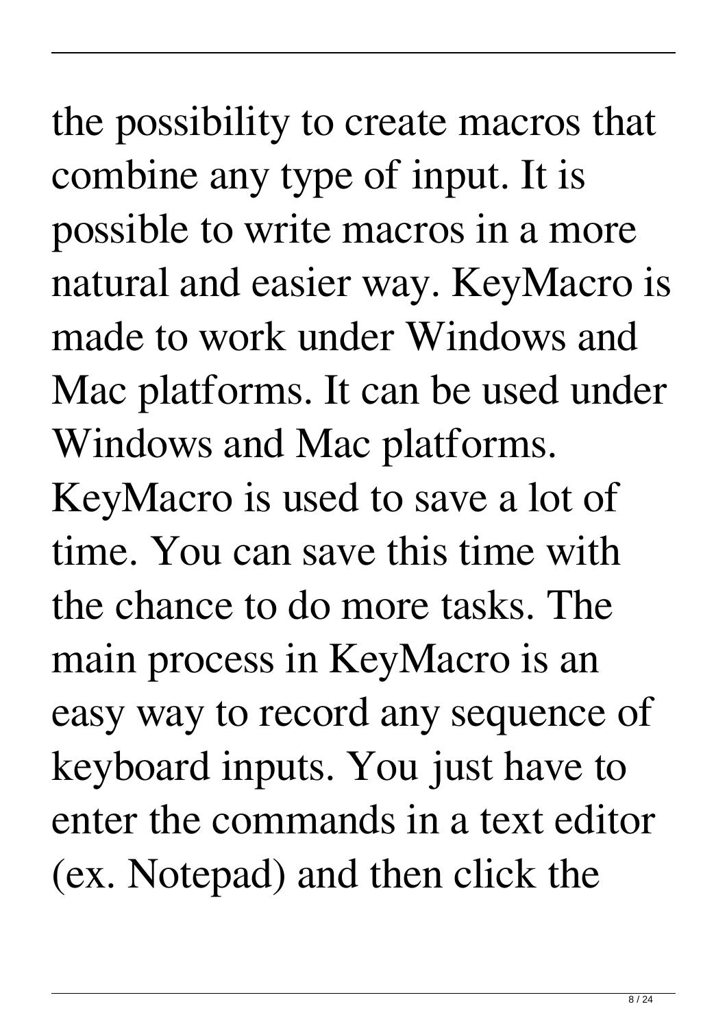the possibility to create macros that combine any type of input. It is possible to write macros in a more natural and easier way. KeyMacro is made to work under Windows and Mac platforms. It can be used under Windows and Mac platforms. KeyMacro is used to save a lot of time. You can save this time with the chance to do more tasks. The main process in KeyMacro is an easy way to record any sequence of keyboard inputs. You just have to enter the commands in a text editor (ex. Notepad) and then click the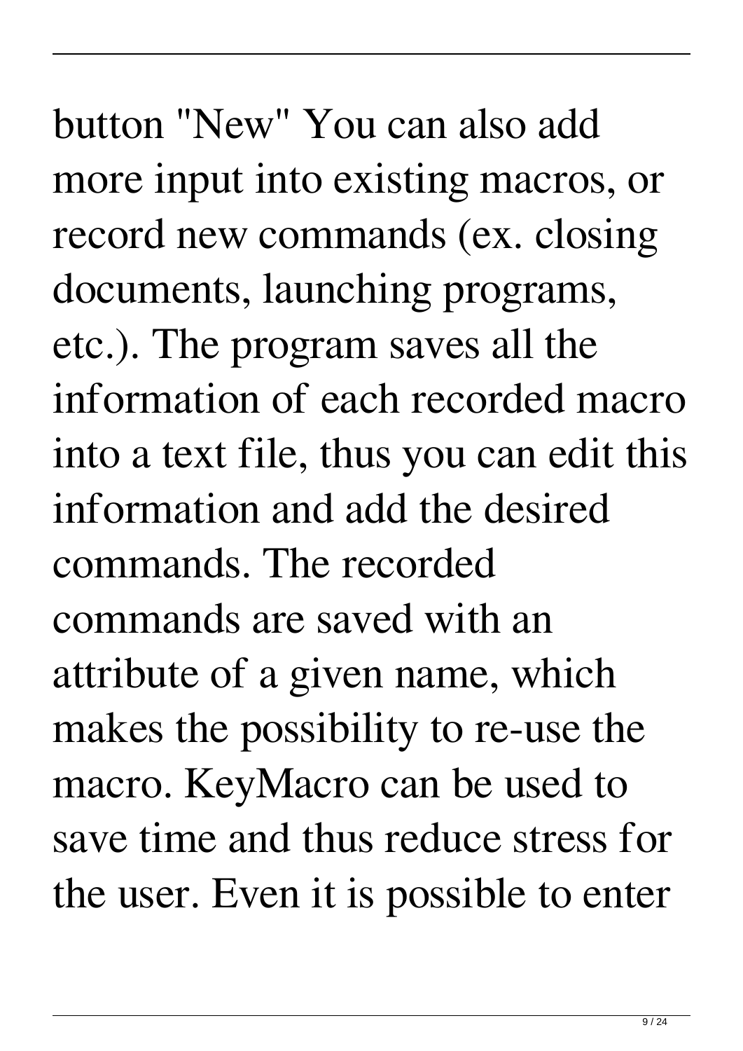button "New" You can also add more input into existing macros, or record new commands (ex. closing documents, launching programs, etc.). The program saves all the information of each recorded macro into a text file, thus you can edit this information and add the desired commands. The recorded commands are saved with an attribute of a given name, which makes the possibility to re-use the macro. KeyMacro can be used to save time and thus reduce stress for the user. Even it is possible to enter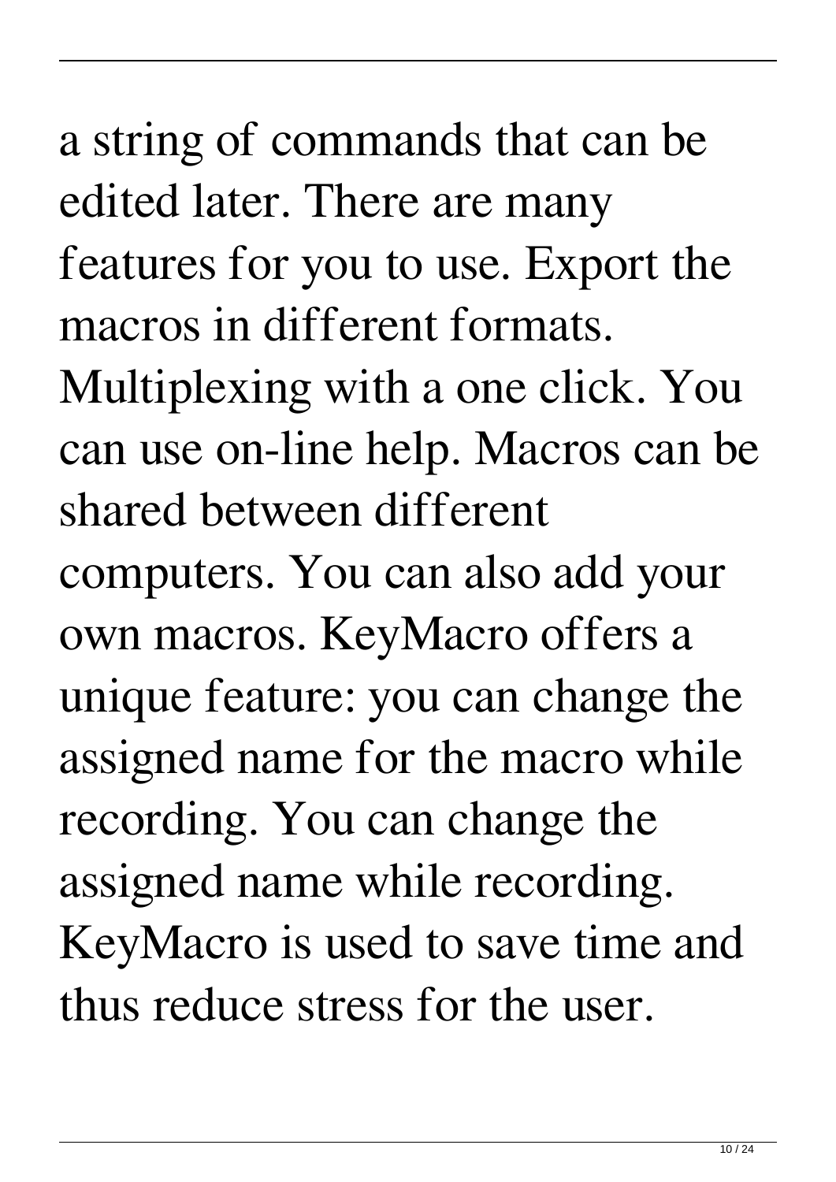a string of commands that can be edited later. There are many features for you to use. Export the macros in different formats. Multiplexing with a one click. You can use on-line help. Macros can be shared between different computers. You can also add your own macros. KeyMacro offers a unique feature: you can change the assigned name for the macro while recording. You can change the assigned name while recording. KeyMacro is used to save time and thus reduce stress for the user.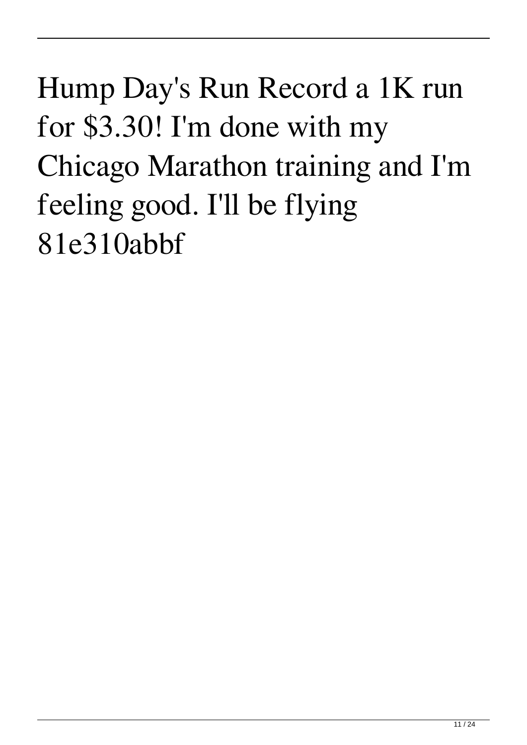Hump Day's Run Record a 1K run for $3.30! I'm done with my Chicago Marathon training and I'm feeling good. I'll be flying 81e310abbf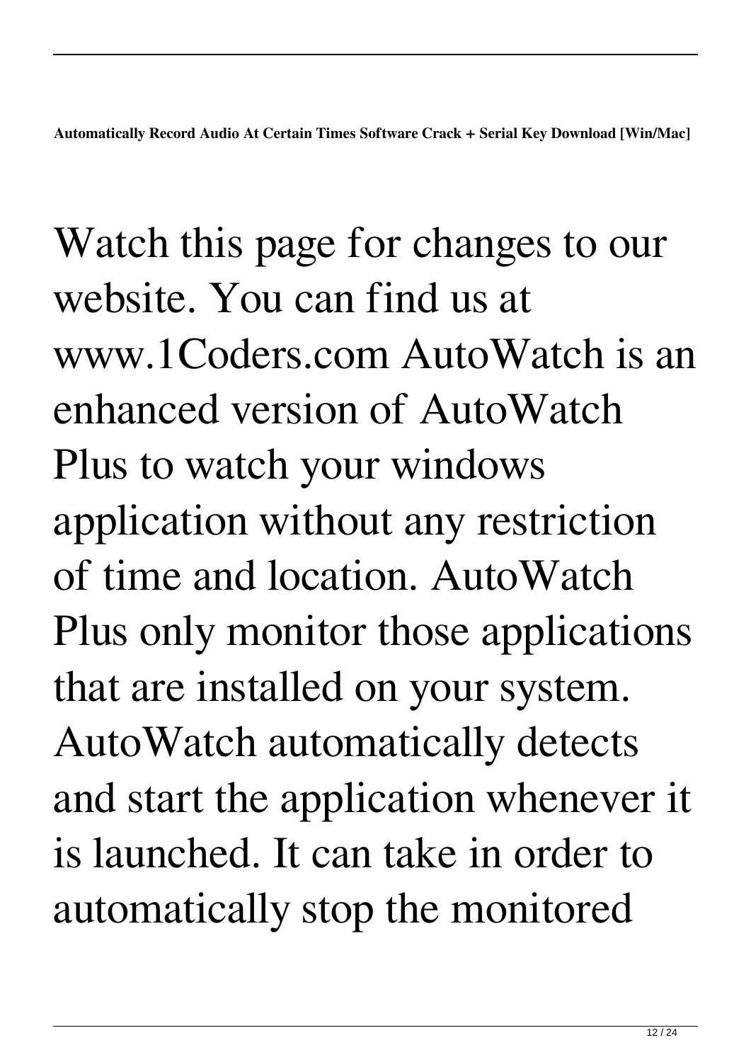Watch this page for changes to our website. You can find us at www.1Coders.com AutoWatch is an enhanced version of AutoWatch Plus to watch your windows application without any restriction of time and location. AutoWatch Plus only monitor those applications that are installed on your system. AutoWatch automatically detects and start the application whenever it is launched. It can take in order to automatically stop the monitored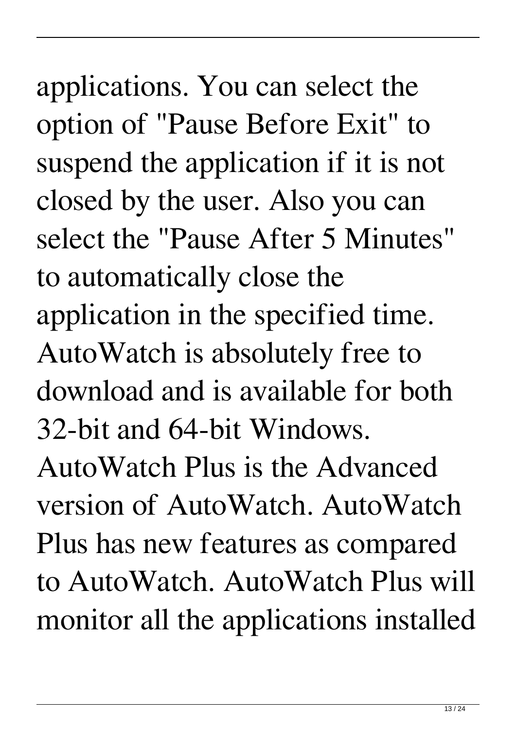applications. You can select the option of "Pause Before Exit" to suspend the application if it is not closed by the user. Also you can select the "Pause After 5 Minutes" to automatically close the application in the specified time. AutoWatch is absolutely free to download and is available for both 32-bit and 64-bit Windows. AutoWatch Plus is the Advanced version of AutoWatch. AutoWatch Plus has new features as compared to AutoWatch. AutoWatch Plus will monitor all the applications installed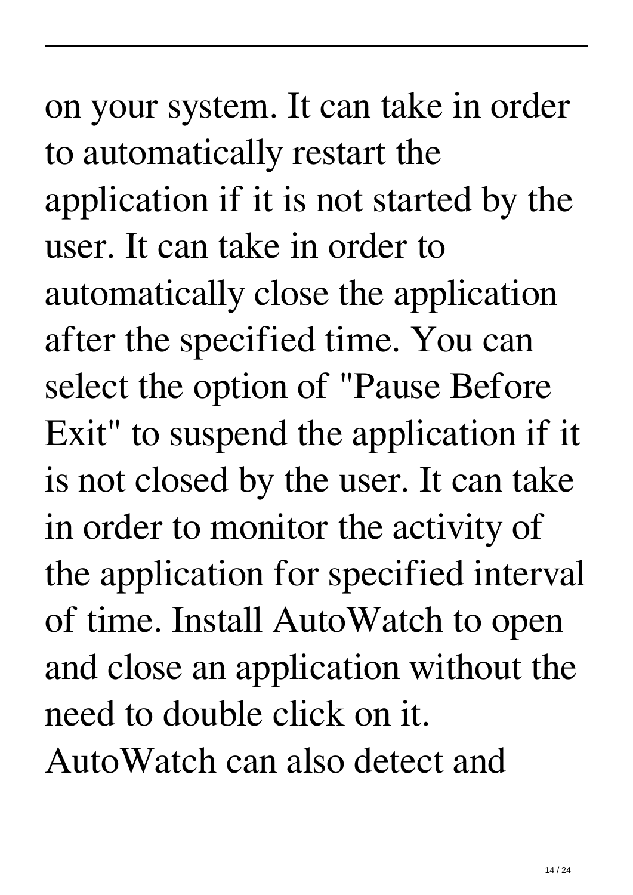on your system. It can take in order to automatically restart the application if it is not started by the user. It can take in order to automatically close the application after the specified time. You can select the option of "Pause Before Exit" to suspend the application if it is not closed by the user. It can take in order to monitor the activity of the application for specified interval of time. Install AutoWatch to open and close an application without the need to double click on it. AutoWatch can also detect and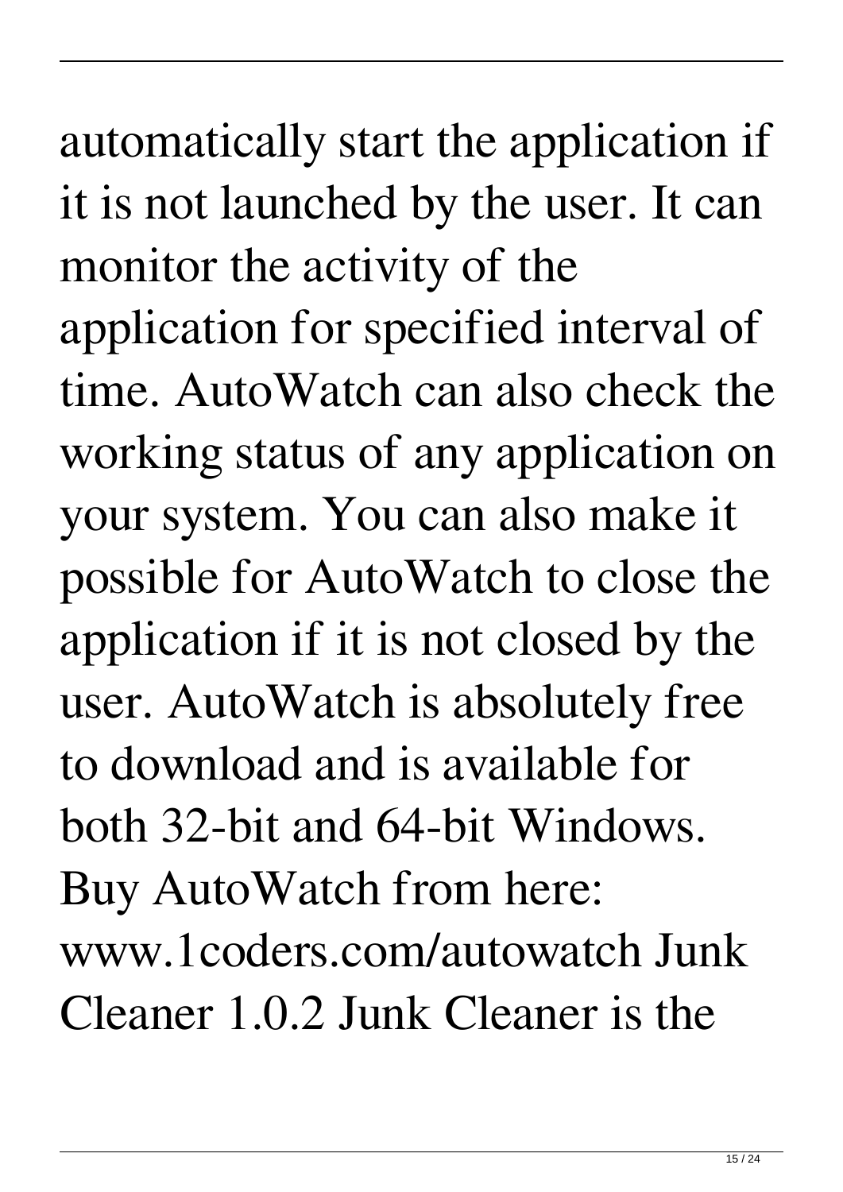automatically start the application if it is not launched by the user. It can monitor the activity of the application for specified interval of time. AutoWatch can also check the working status of any application on your system. You can also make it possible for AutoWatch to close the application if it is not closed by the user. AutoWatch is absolutely free to download and is available for both 32-bit and 64-bit Windows. Buy AutoWatch from here: www.1coders.com/autowatch Junk Cleaner 1.0.2 Junk Cleaner is the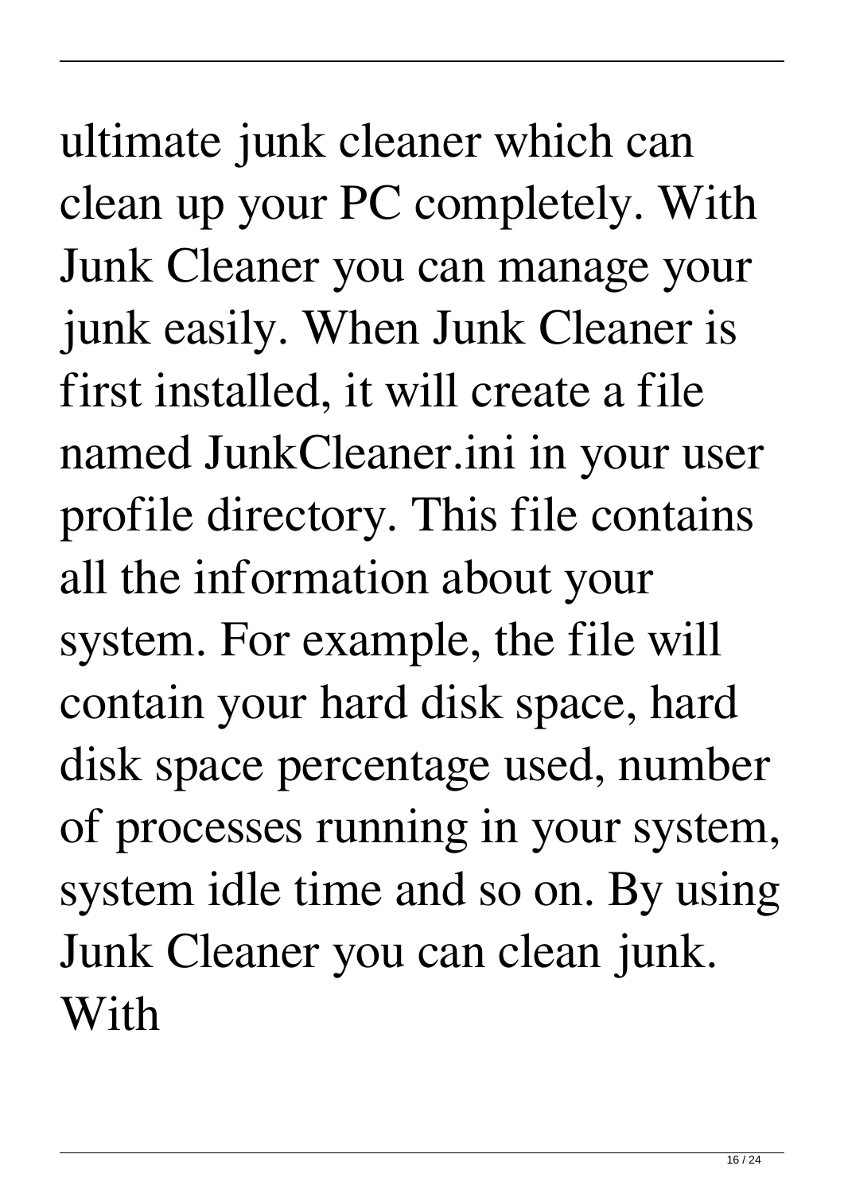ultimate junk cleaner which can clean up your PC completely. With Junk Cleaner you can manage your junk easily. When Junk Cleaner is first installed, it will create a file named JunkCleaner.ini in your user profile directory. This file contains all the information about your system. For example, the file will contain your hard disk space, hard disk space percentage used, number of processes running in your system, system idle time and so on. By using Junk Cleaner you can clean junk. With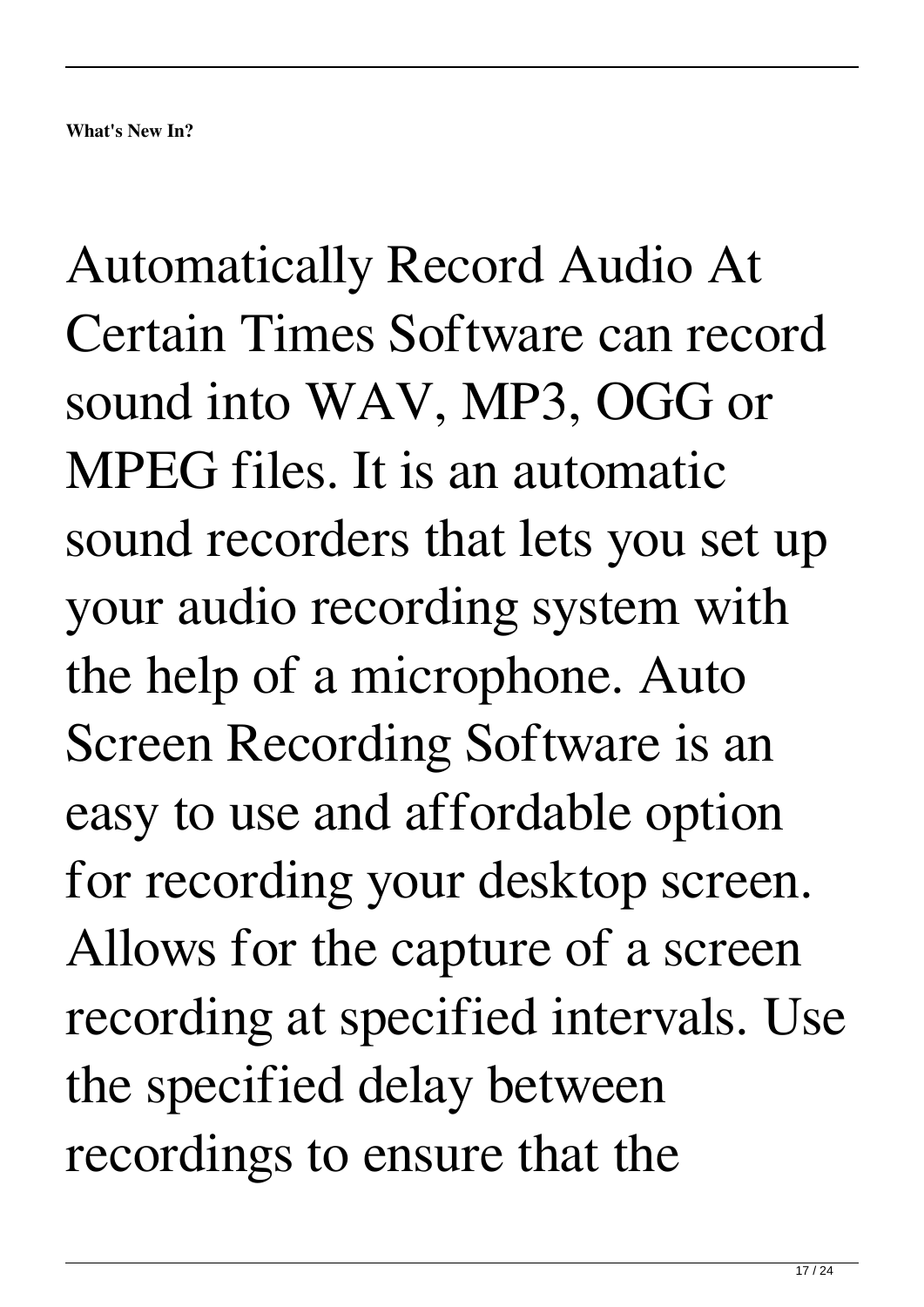**What's New In?**

Automatically Record Audio At Certain Times Software can record sound into WAV, MP3, OGG or MPEG files. It is an automatic sound recorders that lets you set up your audio recording system with the help of a microphone. Auto Screen Recording Software is an easy to use and affordable option for recording your desktop screen. Allows for the capture of a screen recording at specified intervals. Use the specified delay between recordings to ensure that the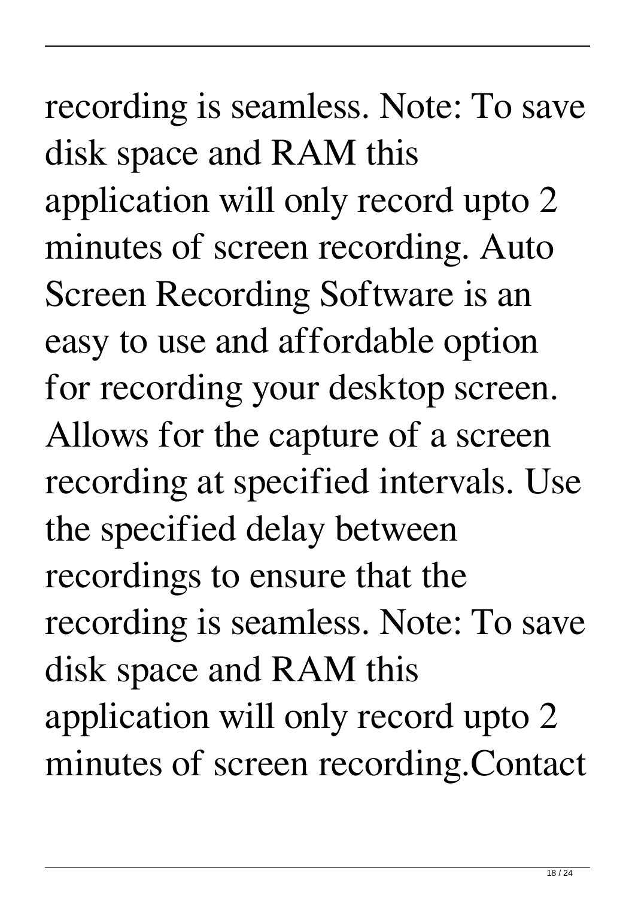recording is seamless. Note: To save disk space and RAM this application will only record upto 2 minutes of screen recording. Auto Screen Recording Software is an easy to use and affordable option for recording your desktop screen. Allows for the capture of a screen recording at specified intervals. Use the specified delay between recordings to ensure that the recording is seamless. Note: To save disk space and RAM this application will only record upto 2 minutes of screen recording.Contact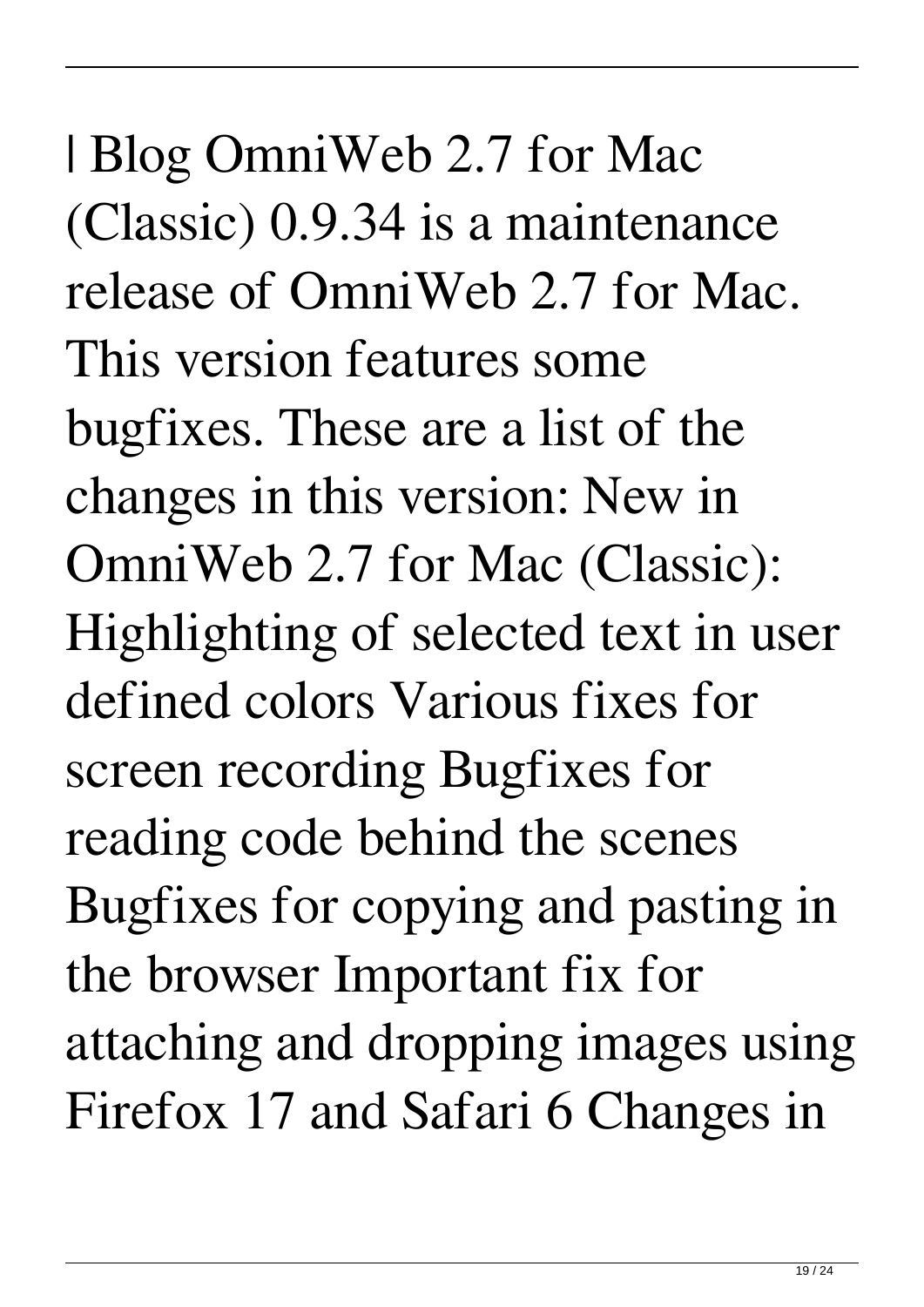| Blog OmniWeb 2.7 for Mac (Classic) 0.9.34 is a maintenance release of OmniWeb 2.7 for Mac. This version features some bugfixes. These are a list of the changes in this version: New in OmniWeb 2.7 for Mac (Classic): Highlighting of selected text in user defined colors Various fixes for screen recording Bugfixes for reading code behind the scenes Bugfixes for copying and pasting in the browser Important fix for attaching and dropping images using Firefox 17 and Safari 6 Changes in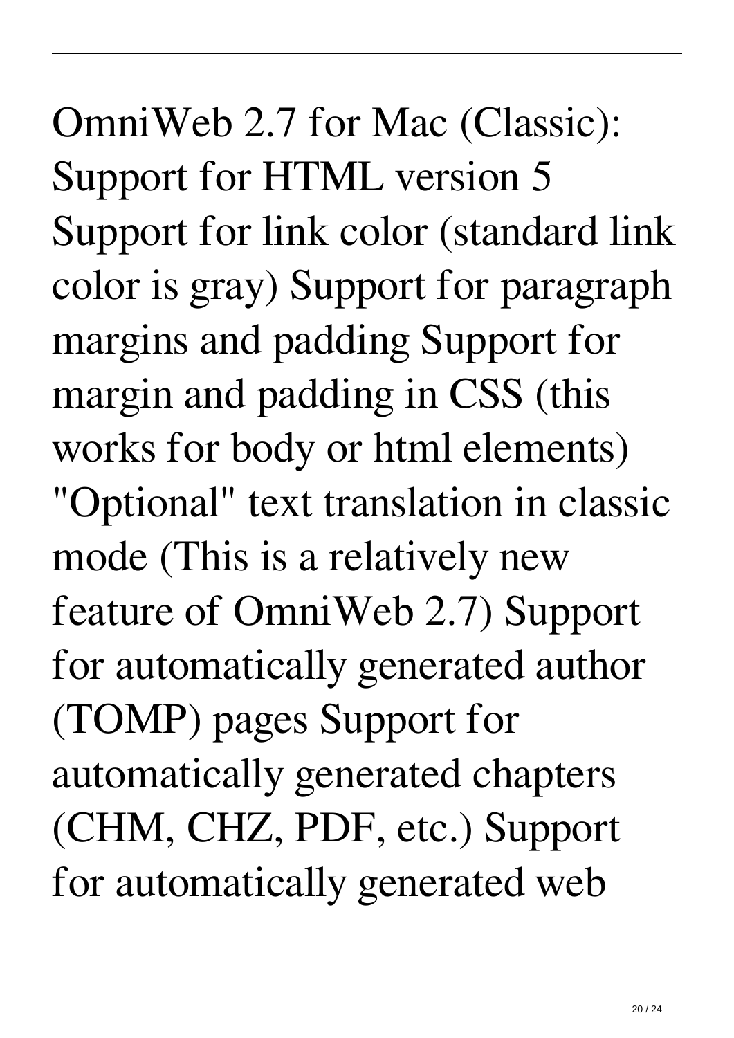OmniWeb 2.7 for Mac (Classic): Support for HTML version 5 Support for link color (standard link color is gray) Support for paragraph margins and padding Support for margin and padding in CSS (this works for body or html elements) "Optional" text translation in classic mode (This is a relatively new feature of OmniWeb 2.7) Support for automatically generated author (TOMP) pages Support for automatically generated chapters (CHM, CHZ, PDF, etc.) Support for automatically generated web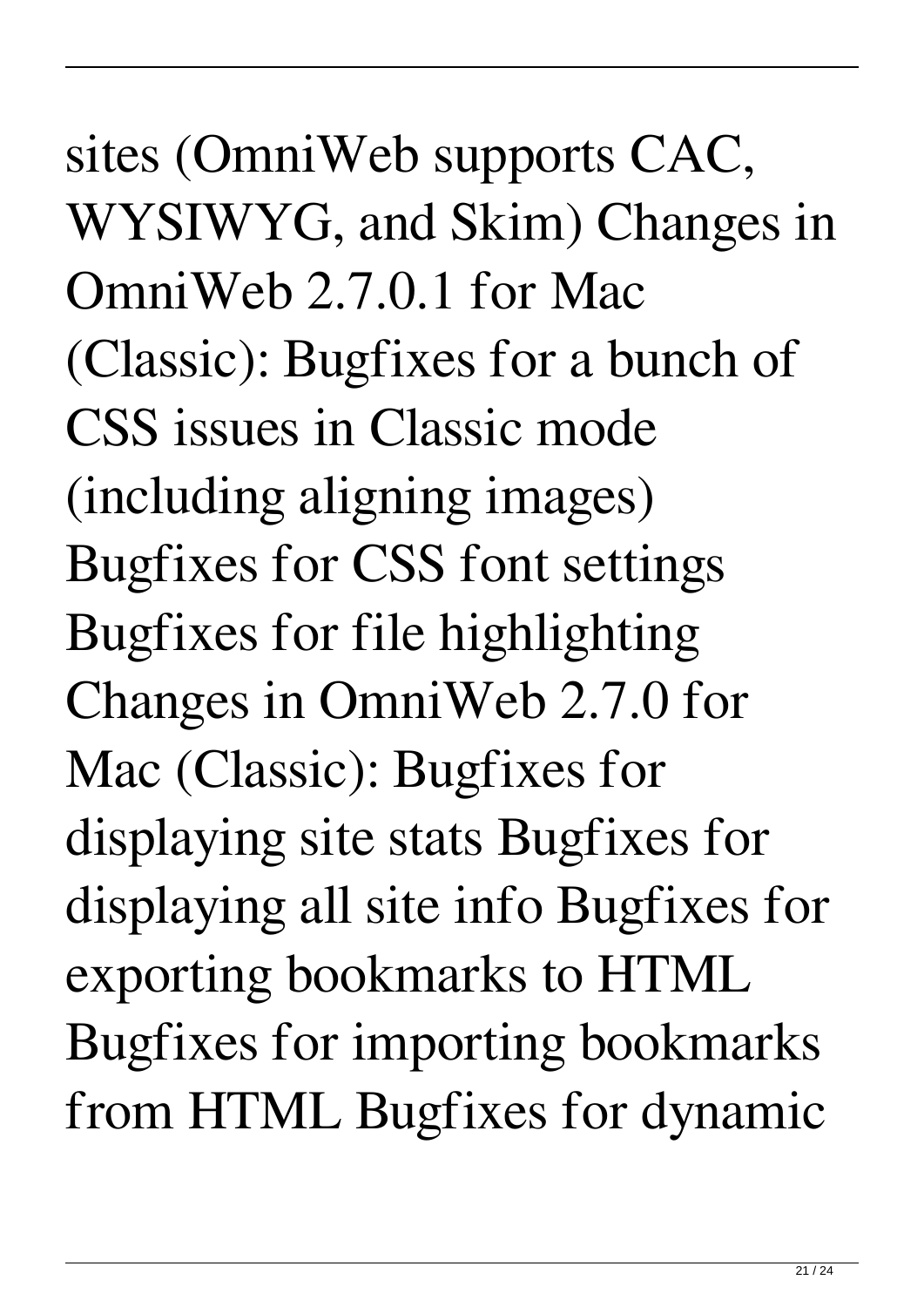sites (OmniWeb supports CAC, WYSIWYG, and Skim) Changes in OmniWeb 2.7.0.1 for Mac (Classic): Bugfixes for a bunch of CSS issues in Classic mode (including aligning images) Bugfixes for CSS font settings Bugfixes for file highlighting Changes in OmniWeb 2.7.0 for Mac (Classic): Bugfixes for displaying site stats Bugfixes for displaying all site info Bugfixes for exporting bookmarks to HTML Bugfixes for importing bookmarks from HTML Bugfixes for dynamic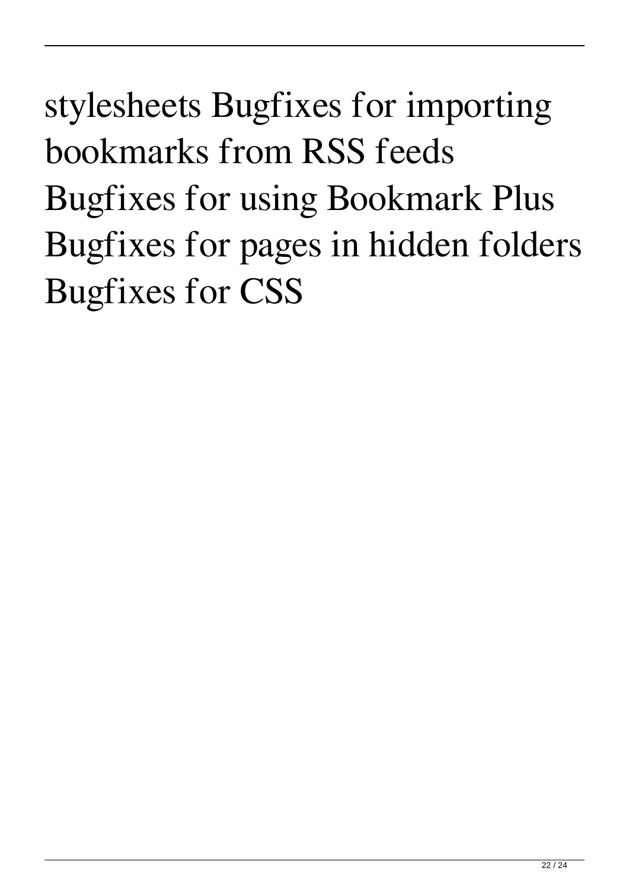stylesheets Bugfixes for importing bookmarks from RSS feeds Bugfixes for using Bookmark Plus Bugfixes for pages in hidden folders Bugfixes for CSS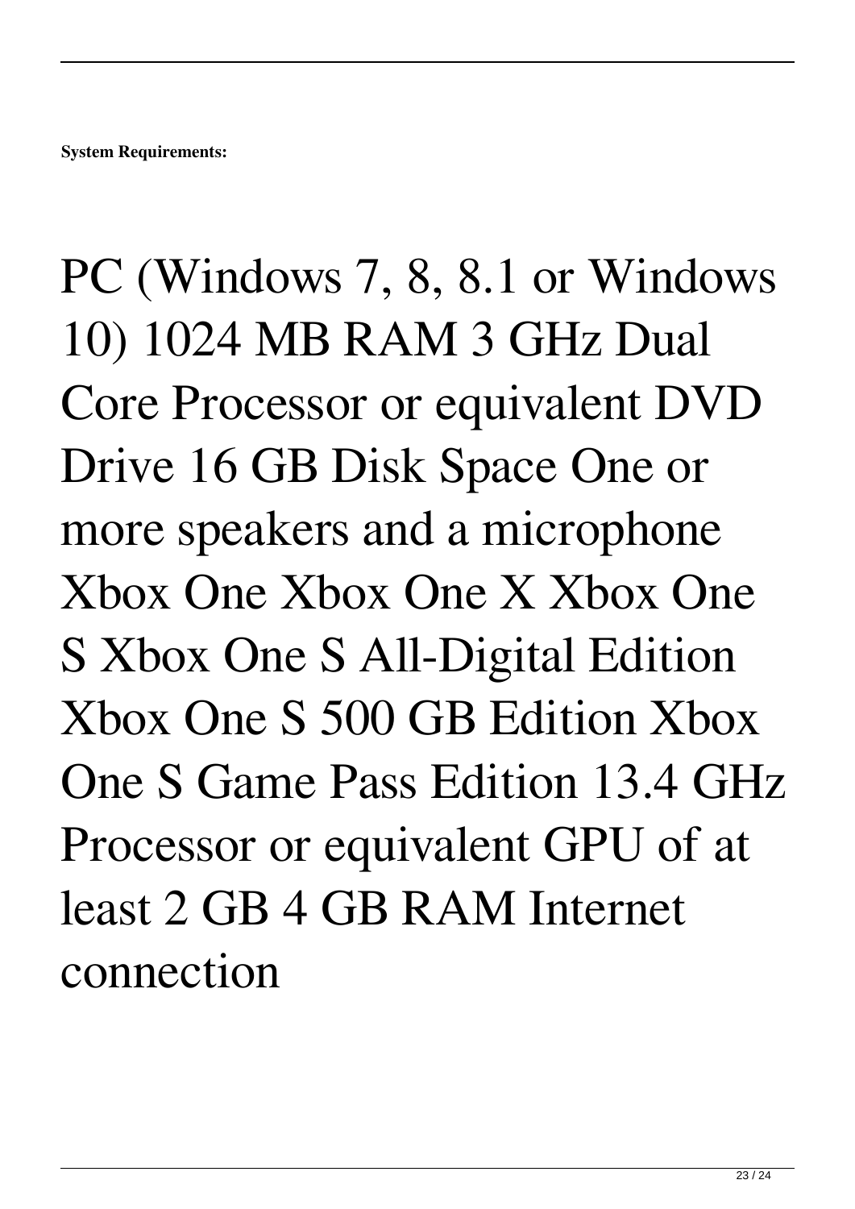**System Requirements:**

PC (Windows 7, 8, 8.1 or Windows 10) 1024 MB RAM 3 GHz Dual Core Processor or equivalent DVD Drive 16 GB Disk Space One or more speakers and a microphone Xbox One Xbox One X Xbox One S Xbox One S All-Digital Edition Xbox One S 500 GB Edition Xbox One S Game Pass Edition 13.4 GHz Processor or equivalent GPU of at least 2 GB 4 GB RAM Internet connection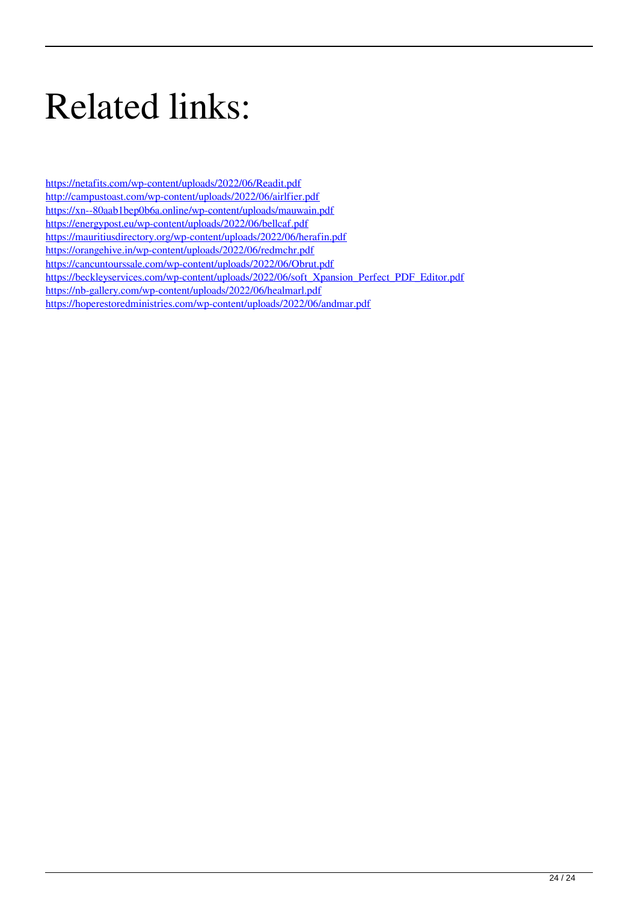# Related links:

https://netafits.com/wp-content/uploads/2022/06/Readit.pdf
http://campustoast.com/wp-content/uploads/2022/06/airlfier.pdf
https://xn--80aab1bep0b6a.online/wp-content/uploads/mauwain.pdf
https://energypost.eu/wp-content/uploads/2022/06/bellcaf.pdf
https://mauritiusdirectory.org/wp-content/uploads/2022/06/herafin.pdf
https://orangehive.in/wp-content/uploads/2022/06/redmchr.pdf
https://cancuntourssale.com/wp-content/uploads/2022/06/Obrut.pdf
https://beckleyservices.com/wp-content/uploads/2022/06/soft_Xpansion_Perfect_PDF_Editor.pdf
https://nb-gallery.com/wp-content/uploads/2022/06/healmarl.pdf
https://hoperestoredministries.com/wp-content/uploads/2022/06/andmar.pdf